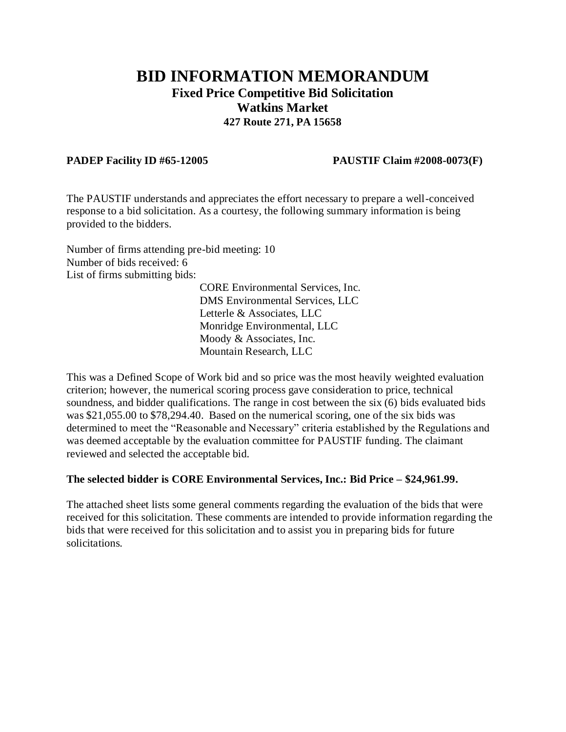# BID INFORMATION MEMORANDUM

## Fixed Price Competitive Bid Solicitation

## Watkins Market

### 427 Route 271, PA 15658

**PADEP Facility ID #65-12005** **PAUSTIF Claim #2008-0073(F)**

The PAUSTIF understands and appreciates the effort necessary to prepare a well-conceived response to a bid solicitation. As a courtesy, the following summary information is being provided to the bidders.

Number of firms attending pre-bid meeting: 10
Number of bids received: 6
List of firms submitting bids:

- CORE Environmental Services, Inc.
- DMS Environmental Services, LLC
- Letterle & Associates, LLC
- Monridge Environmental, LLC
- Moody & Associates, Inc.
- Mountain Research, LLC

This was a Defined Scope of Work bid and so price was the most heavily weighted evaluation criterion; however, the numerical scoring process gave consideration to price, technical soundness, and bidder qualifications. The range in cost between the six (6) bids evaluated bids was $21,055.00 to $78,294.40. Based on the numerical scoring, one of the six bids was determined to meet the "Reasonable and Necessary" criteria established by the Regulations and was deemed acceptable by the evaluation committee for PAUSTIF funding. The claimant reviewed and selected the acceptable bid.

**The selected bidder is CORE Environmental Services, Inc.: Bid Price – $24,961.99.**

The attached sheet lists some general comments regarding the evaluation of the bids that were received for this solicitation. These comments are intended to provide information regarding the bids that were received for this solicitation and to assist you in preparing bids for future solicitations.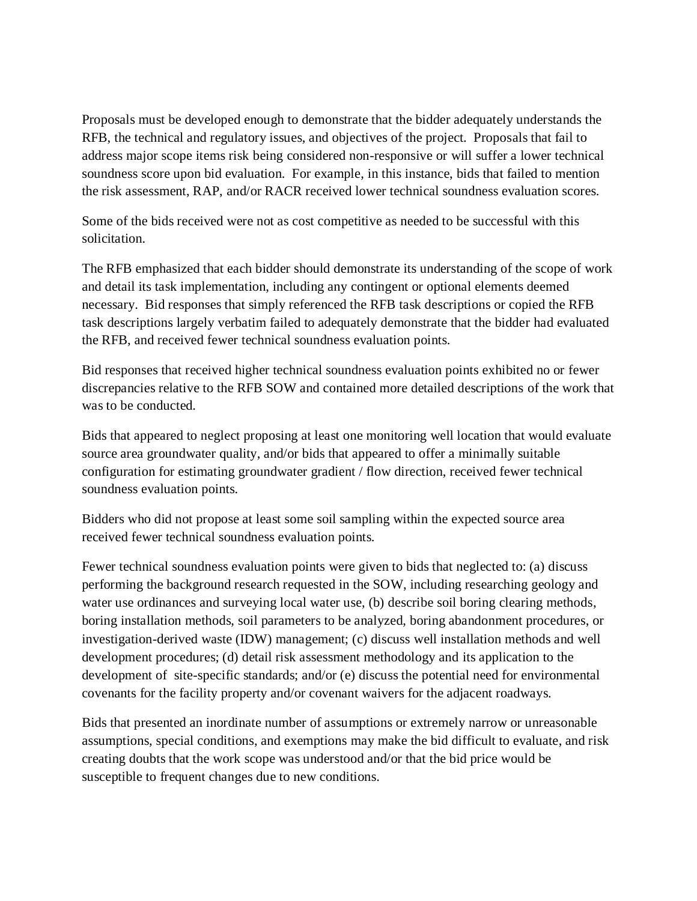Proposals must be developed enough to demonstrate that the bidder adequately understands the RFB, the technical and regulatory issues, and objectives of the project. Proposals that fail to address major scope items risk being considered non-responsive or will suffer a lower technical soundness score upon bid evaluation. For example, in this instance, bids that failed to mention the risk assessment, RAP, and/or RACR received lower technical soundness evaluation scores.

Some of the bids received were not as cost competitive as needed to be successful with this solicitation.

The RFB emphasized that each bidder should demonstrate its understanding of the scope of work and detail its task implementation, including any contingent or optional elements deemed necessary. Bid responses that simply referenced the RFB task descriptions or copied the RFB task descriptions largely verbatim failed to adequately demonstrate that the bidder had evaluated the RFB, and received fewer technical soundness evaluation points.

Bid responses that received higher technical soundness evaluation points exhibited no or fewer discrepancies relative to the RFB SOW and contained more detailed descriptions of the work that was to be conducted.

Bids that appeared to neglect proposing at least one monitoring well location that would evaluate source area groundwater quality, and/or bids that appeared to offer a minimally suitable configuration for estimating groundwater gradient / flow direction, received fewer technical soundness evaluation points.

Bidders who did not propose at least some soil sampling within the expected source area received fewer technical soundness evaluation points.

Fewer technical soundness evaluation points were given to bids that neglected to: (a) discuss performing the background research requested in the SOW, including researching geology and water use ordinances and surveying local water use, (b) describe soil boring clearing methods, boring installation methods, soil parameters to be analyzed, boring abandonment procedures, or investigation-derived waste (IDW) management; (c) discuss well installation methods and well development procedures; (d) detail risk assessment methodology and its application to the development of site-specific standards; and/or (e) discuss the potential need for environmental covenants for the facility property and/or covenant waivers for the adjacent roadways.

Bids that presented an inordinate number of assumptions or extremely narrow or unreasonable assumptions, special conditions, and exemptions may make the bid difficult to evaluate, and risk creating doubts that the work scope was understood and/or that the bid price would be susceptible to frequent changes due to new conditions.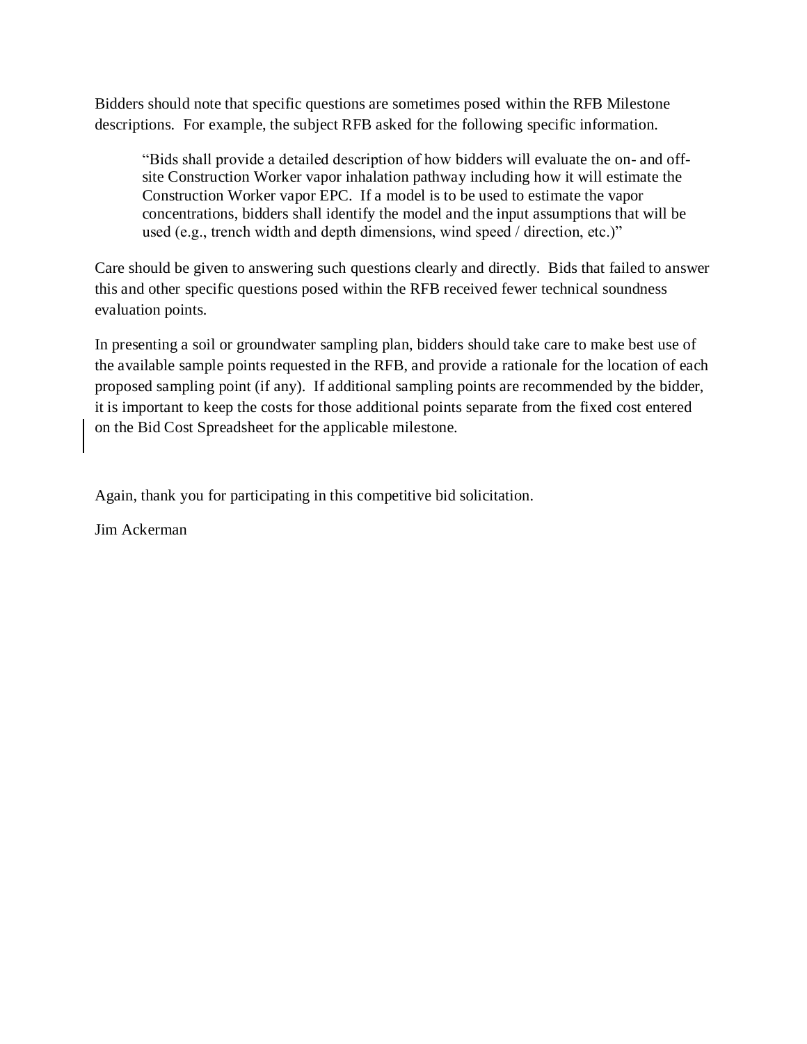Bidders should note that specific questions are sometimes posed within the RFB Milestone descriptions. For example, the subject RFB asked for the following specific information.

> "Bids shall provide a detailed description of how bidders will evaluate the on- and off-site Construction Worker vapor inhalation pathway including how it will estimate the Construction Worker vapor EPC. If a model is to be used to estimate the vapor concentrations, bidders shall identify the model and the input assumptions that will be used (e.g., trench width and depth dimensions, wind speed / direction, etc.)"

Care should be given to answering such questions clearly and directly. Bids that failed to answer this and other specific questions posed within the RFB received fewer technical soundness evaluation points.

In presenting a soil or groundwater sampling plan, bidders should take care to make best use of the available sample points requested in the RFB, and provide a rationale for the location of each proposed sampling point (if any). If additional sampling points are recommended by the bidder, it is important to keep the costs for those additional points separate from the fixed cost entered on the Bid Cost Spreadsheet for the applicable milestone.

Again, thank you for participating in this competitive bid solicitation.

Jim Ackerman